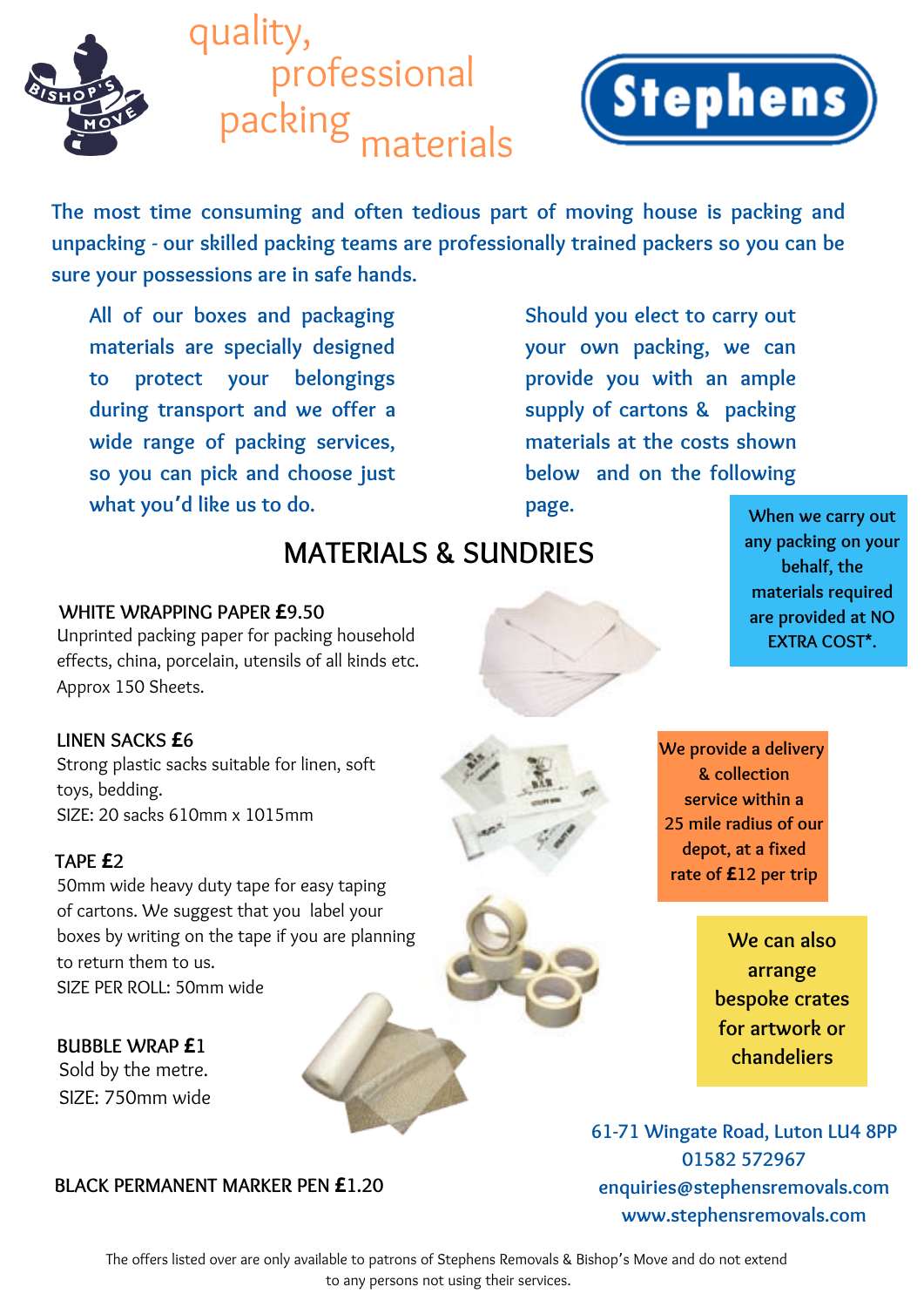# quality, professional packing materials

Stephens

The most time consuming and often tedious part of moving house is packing and unpacking - our skilled packing teams are professionally trained packers so you can be sure your possessions are in safe hands.

All of our boxes and packaging materials are specially designed to protect your belongings during transport and we offer a wide range of packing services, so you can pick and choose just what you'd like us to do.

Should you elect to carry out your own packing, we can provide you with an ample supply of cartons & packing materials at the costs shown below and on the following page.

## MATERIALS & SUNDRIES

**WHITE WRAPPING PAPER £9.50**
Unprinted packing paper for packing household effects, china, porcelain, utensils of all kinds etc.
Approx 150 Sheets.

**LINEN SACKS £6**
Strong plastic sacks suitable for linen, soft toys, bedding.
SIZE: 20 sacks 610mm x 1015mm

**TAPE £2**
50mm wide heavy duty tape for easy taping of cartons. We suggest that you label your boxes by writing on the tape if you are planning to return them to us.
SIZE PER ROLL: 50mm wide

**BUBBLE WRAP £1**
Sold by the metre.
SIZE: 750mm wide

**BLACK PERMANENT MARKER PEN £1.20**

When we carry out any packing on your behalf, the materials required are provided at NO EXTRA COST*.

We provide a delivery & collection service within a 25 mile radius of our depot, at a fixed rate of £12 per trip

We can also arrange bespoke crates for artwork or chandeliers

61-71 Wingate Road, Luton LU4 8PP
01582 572967
enquiries@stephensremovals.com
www.stephensremovals.com

The offers listed over are only available to patrons of Stephens Removals & Bishop's Move and do not extend to any persons not using their services.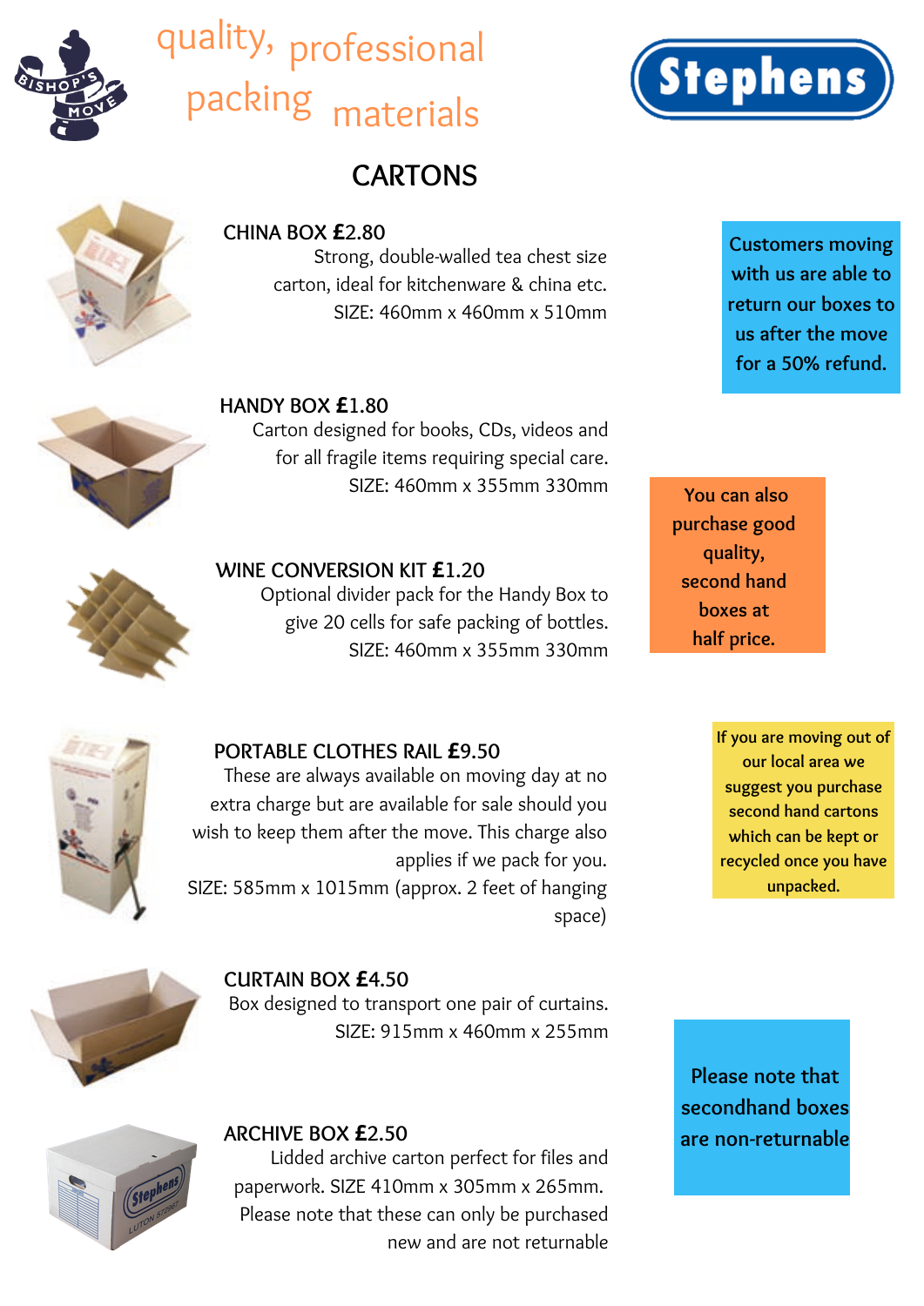quality, professional packing materials

# CARTONS

**CHINA BOX £2.80**
Strong, double-walled tea chest size carton, ideal for kitchenware & china etc.
SIZE: 460mm x 460mm x 510mm

**HANDY BOX £1.80**
Carton designed for books, CDs, videos and for all fragile items requiring special care.
SIZE: 460mm x 355mm 330mm

**WINE CONVERSION KIT £1.20**
Optional divider pack for the Handy Box to give 20 cells for safe packing of bottles.
SIZE: 460mm x 355mm 330mm

**PORTABLE CLOTHES RAIL £9.50**
These are always available on moving day at no extra charge but are available for sale should you wish to keep them after the move. This charge also applies if we pack for you.
SIZE: 585mm x 1015mm (approx. 2 feet of hanging space)

**CURTAIN BOX £4.50**
Box designed to transport one pair of curtains.
SIZE: 915mm x 460mm x 255mm

**ARCHIVE BOX £2.50**
Lidded archive carton perfect for files and paperwork. SIZE 410mm x 305mm x 265mm. Please note that these can only be purchased new and are not returnable

Customers moving with us are able to return our boxes to us after the move for a 50% refund.

You can also purchase good quality, second hand boxes at half price.

If you are moving out of our local area we suggest you purchase second hand cartons which can be kept or recycled once you have unpacked.

Please note that secondhand boxes are non-returnable